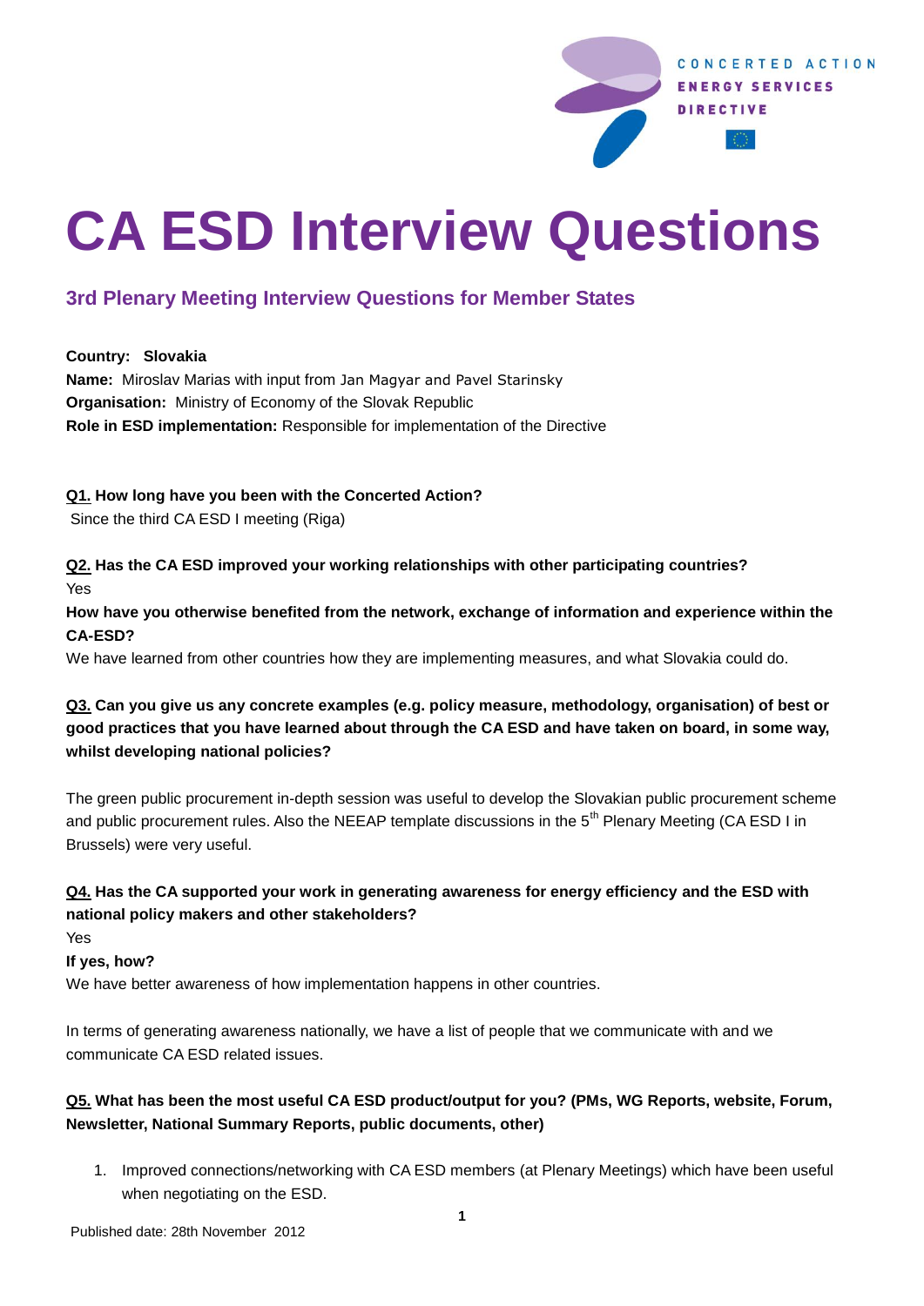# CA ESD Interview Questions

## 3rd Plenary Meeting Interview Questions for Member States

**Country:** **Slovakia**
**Name:** Miroslav Marias with input from Jan Magyar and Pavel Starinsky
**Organisation:** Ministry of Economy of the Slovak Republic
**Role in ESD implementation:** Responsible for implementation of the Directive

**Q1. How long have you been with the Concerted Action?**
Since the third CA ESD I meeting (Riga)

**Q2. Has the CA ESD improved your working relationships with other participating countries?**
Yes

**How have you otherwise benefited from the network, exchange of information and experience within the CA-ESD?**
We have learned from other countries how they are implementing measures, and what Slovakia could do.

**Q3. Can you give us any concrete examples (e.g. policy measure, methodology, organisation) of best or good practices that you have learned about through the CA ESD and have taken on board, in some way, whilst developing national policies?**

The green public procurement in-depth session was useful to develop the Slovakian public procurement scheme and public procurement rules. Also the NEEAP template discussions in the 5th Plenary Meeting (CA ESD I in Brussels) were very useful.

**Q4. Has the CA supported your work in generating awareness for energy efficiency and the ESD with national policy makers and other stakeholders?**
Yes

**If yes, how?**
We have better awareness of how implementation happens in other countries.

In terms of generating awareness nationally, we have a list of people that we communicate with and we communicate CA ESD related issues.

**Q5. What has been the most useful CA ESD product/output for you? (PMs, WG Reports, website, Forum, Newsletter, National Summary Reports, public documents, other)**

1. Improved connections/networking with CA ESD members (at Plenary Meetings) which have been useful when negotiating on the ESD.

Published date: 28th November 2012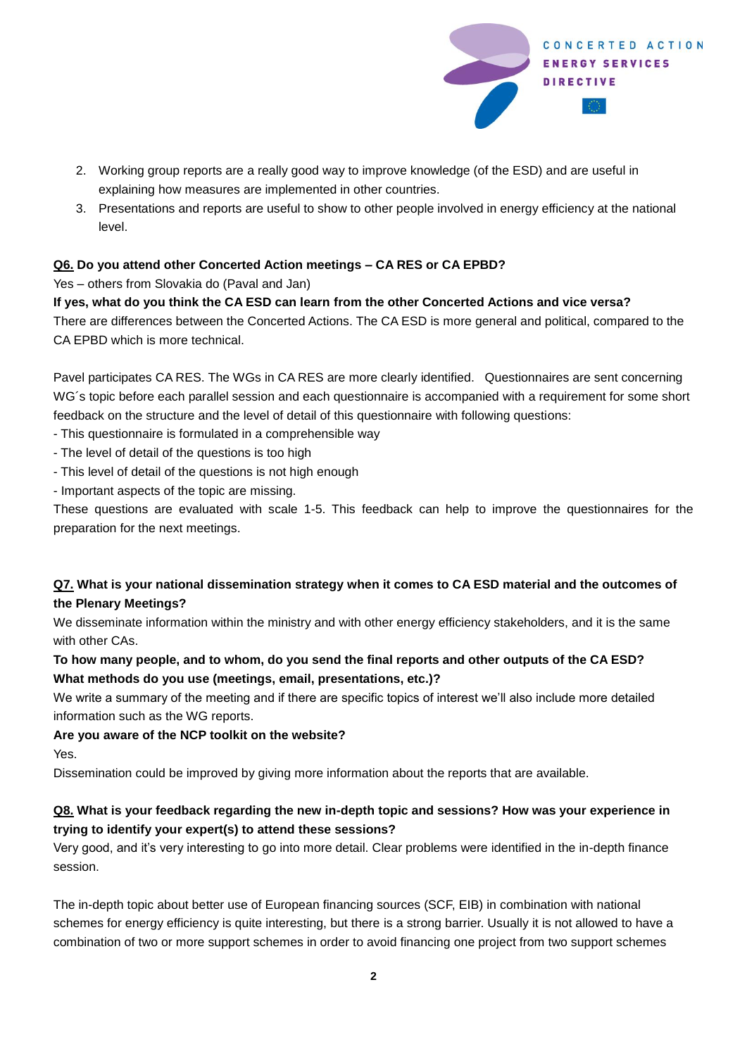2. Working group reports are a really good way to improve knowledge (of the ESD) and are useful in explaining how measures are implemented in other countries.
3. Presentations and reports are useful to show to other people involved in energy efficiency at the national level.

**<u>Q6.</u> Do you attend other Concerted Action meetings – CA RES or CA EPBD?**

Yes – others from Slovakia do (Paval and Jan)

**If yes, what do you think the CA ESD can learn from the other Concerted Actions and vice versa?**

There are differences between the Concerted Actions. The CA ESD is more general and political, compared to the CA EPBD which is more technical.

Pavel participates CA RES. The WGs in CA RES are more clearly identified. Questionnaires are sent concerning WG´s topic before each parallel session and each questionnaire is accompanied with a requirement for some short feedback on the structure and the level of detail of this questionnaire with following questions:

- This questionnaire is formulated in a comprehensible way
- The level of detail of the questions is too high
- This level of detail of the questions is not high enough
- Important aspects of the topic are missing.

These questions are evaluated with scale 1-5. This feedback can help to improve the questionnaires for the preparation for the next meetings.

**<u>Q7.</u> What is your national dissemination strategy when it comes to CA ESD material and the outcomes of the Plenary Meetings?**

We disseminate information within the ministry and with other energy efficiency stakeholders, and it is the same with other CAs.

**To how many people, and to whom, do you send the final reports and other outputs of the CA ESD? What methods do you use (meetings, email, presentations, etc.)?**

We write a summary of the meeting and if there are specific topics of interest we'll also include more detailed information such as the WG reports.

**Are you aware of the NCP toolkit on the website?**

Yes.

Dissemination could be improved by giving more information about the reports that are available.

**<u>Q8.</u> What is your feedback regarding the new in-depth topic and sessions? How was your experience in trying to identify your expert(s) to attend these sessions?**

Very good, and it's very interesting to go into more detail. Clear problems were identified in the in-depth finance session.

The in-depth topic about better use of European financing sources (SCF, EIB) in combination with national schemes for energy efficiency is quite interesting, but there is a strong barrier. Usually it is not allowed to have a combination of two or more support schemes in order to avoid financing one project from two support schemes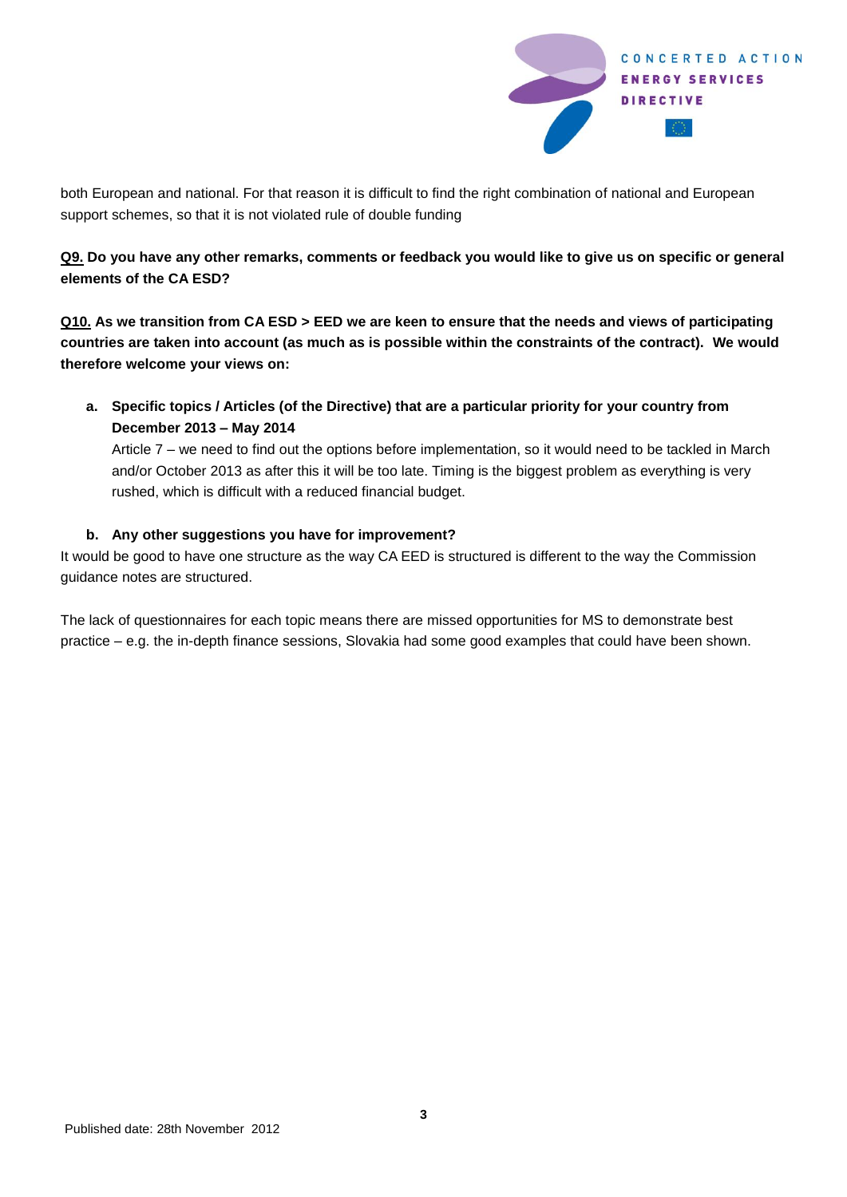both European and national. For that reason it is difficult to find the right combination of national and European support schemes, so that it is not violated rule of double funding

**Q9. Do you have any other remarks, comments or feedback you would like to give us on specific or general elements of the CA ESD?**

**Q10. As we transition from CA ESD > EED we are keen to ensure that the needs and views of participating countries are taken into account (as much as is possible within the constraints of the contract). We would therefore welcome your views on:**

a. **Specific topics / Articles (of the Directive) that are a particular priority for your country from December 2013 – May 2014**

   Article 7 – we need to find out the options before implementation, so it would need to be tackled in March and/or October 2013 as after this it will be too late. Timing is the biggest problem as everything is very rushed, which is difficult with a reduced financial budget.

b. **Any other suggestions you have for improvement?**

It would be good to have one structure as the way CA EED is structured is different to the way the Commission guidance notes are structured.

The lack of questionnaires for each topic means there are missed opportunities for MS to demonstrate best practice – e.g. the in-depth finance sessions, Slovakia had some good examples that could have been shown.

Published date: 28th November 2012